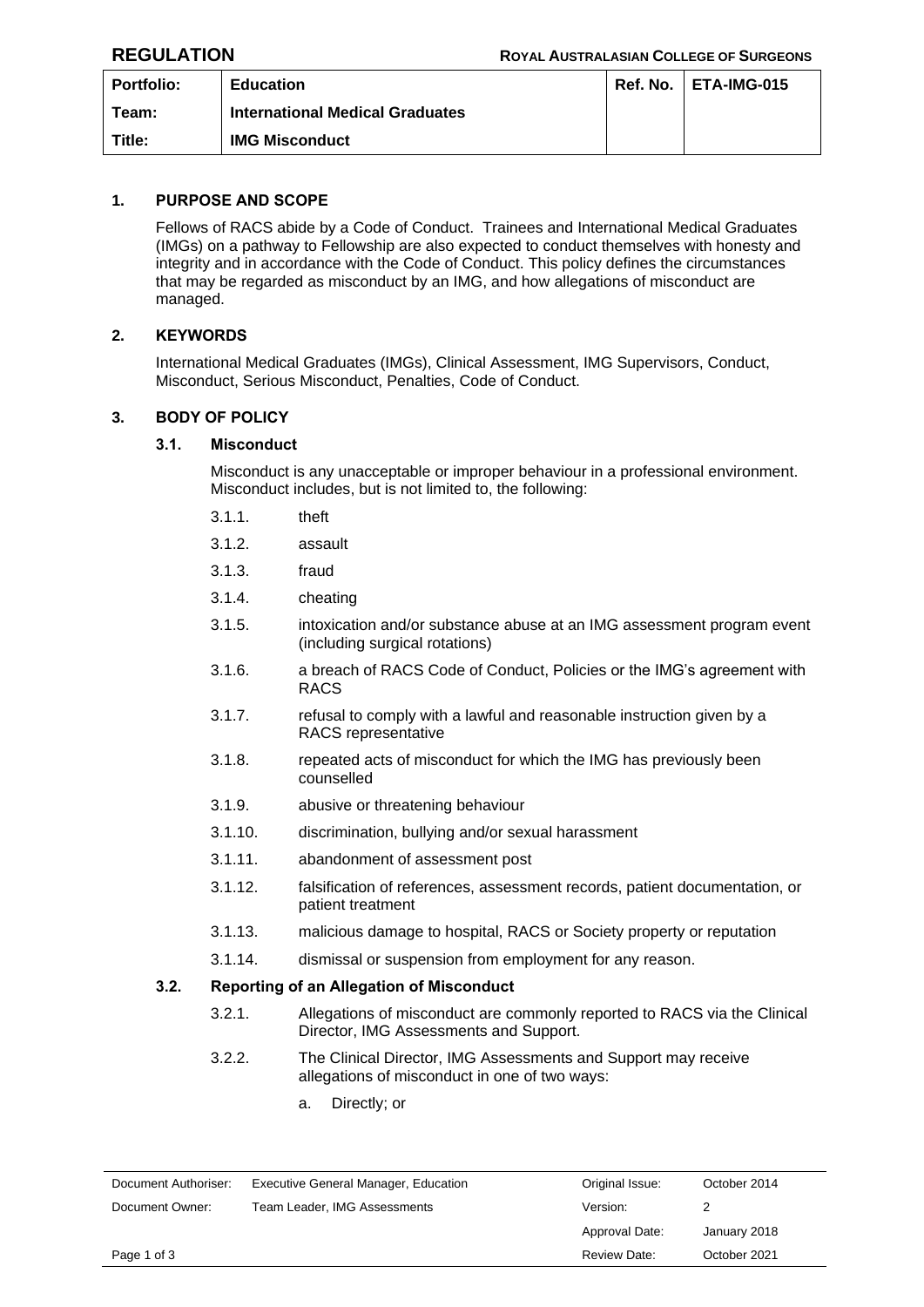**REGULATION** — **ROYAL AUSTRALASIAN COLLEGE OF SURGEONS**

| Portfolio: | Education | Ref. No. | ETA-IMG-015 |
|---|---|---|---|
| Team: | International Medical Graduates | | |
| Title: | IMG Misconduct | | |

## 1. PURPOSE AND SCOPE

Fellows of RACS abide by a Code of Conduct. Trainees and International Medical Graduates (IMGs) on a pathway to Fellowship are also expected to conduct themselves with honesty and integrity and in accordance with the Code of Conduct. This policy defines the circumstances that may be regarded as misconduct by an IMG, and how allegations of misconduct are managed.

## 2. KEYWORDS

International Medical Graduates (IMGs), Clinical Assessment, IMG Supervisors, Conduct, Misconduct, Serious Misconduct, Penalties, Code of Conduct.

## 3. BODY OF POLICY

### 3.1. Misconduct

Misconduct is any unacceptable or improper behaviour in a professional environment. Misconduct includes, but is not limited to, the following:

- 3.1.1. theft
- 3.1.2. assault
- 3.1.3. fraud
- 3.1.4. cheating
- 3.1.5. intoxication and/or substance abuse at an IMG assessment program event (including surgical rotations)
- 3.1.6. a breach of RACS Code of Conduct, Policies or the IMG's agreement with RACS
- 3.1.7. refusal to comply with a lawful and reasonable instruction given by a RACS representative
- 3.1.8. repeated acts of misconduct for which the IMG has previously been counselled
- 3.1.9. abusive or threatening behaviour
- 3.1.10. discrimination, bullying and/or sexual harassment
- 3.1.11. abandonment of assessment post
- 3.1.12. falsification of references, assessment records, patient documentation, or patient treatment
- 3.1.13. malicious damage to hospital, RACS or Society property or reputation
- 3.1.14. dismissal or suspension from employment for any reason.

### 3.2. Reporting of an Allegation of Misconduct

- 3.2.1. Allegations of misconduct are commonly reported to RACS via the Clinical Director, IMG Assessments and Support.
- 3.2.2. The Clinical Director, IMG Assessments and Support may receive allegations of misconduct in one of two ways:
  - a. Directly; or

| Document Authoriser: | Executive General Manager, Education | Original Issue: | October 2014 |
|---|---|---|---|
| Document Owner: | Team Leader, IMG Assessments | Version: | 2 |
| | | Approval Date: | January 2018 |
| | | Review Date: | October 2021 |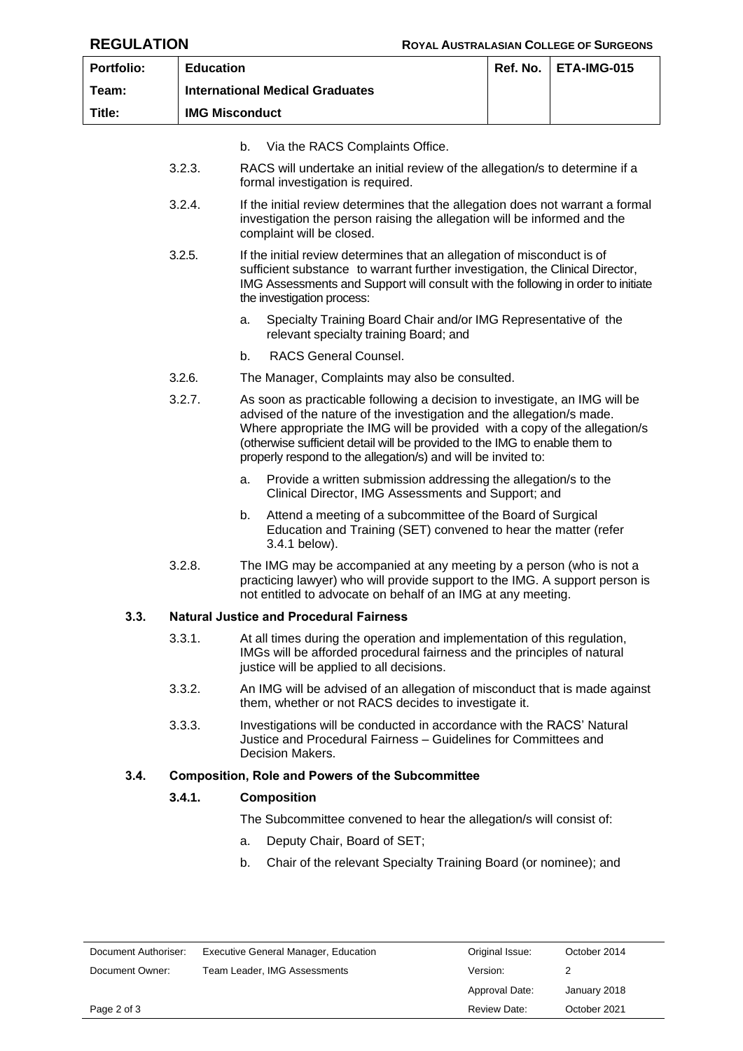b. Via the RACS Complaints Office.

3.2.3. RACS will undertake an initial review of the allegation/s to determine if a formal investigation is required.

3.2.4. If the initial review determines that the allegation does not warrant a formal investigation the person raising the allegation will be informed and the complaint will be closed.

3.2.5. If the initial review determines that an allegation of misconduct is of sufficient substance to warrant further investigation, the Clinical Director, IMG Assessments and Support will consult with the following in order to initiate the investigation process:

a. Specialty Training Board Chair and/or IMG Representative of the relevant specialty training Board; and

b. RACS General Counsel.

3.2.6. The Manager, Complaints may also be consulted.

3.2.7. As soon as practicable following a decision to investigate, an IMG will be advised of the nature of the investigation and the allegation/s made. Where appropriate the IMG will be provided with a copy of the allegation/s (otherwise sufficient detail will be provided to the IMG to enable them to properly respond to the allegation/s) and will be invited to:

a. Provide a written submission addressing the allegation/s to the Clinical Director, IMG Assessments and Support; and

b. Attend a meeting of a subcommittee of the Board of Surgical Education and Training (SET) convened to hear the matter (refer 3.4.1 below).

3.2.8. The IMG may be accompanied at any meeting by a person (who is not a practicing lawyer) who will provide support to the IMG. A support person is not entitled to advocate on behalf of an IMG at any meeting.

## 3.3. Natural Justice and Procedural Fairness

3.3.1. At all times during the operation and implementation of this regulation, IMGs will be afforded procedural fairness and the principles of natural justice will be applied to all decisions.

3.3.2. An IMG will be advised of an allegation of misconduct that is made against them, whether or not RACS decides to investigate it.

3.3.3. Investigations will be conducted in accordance with the RACS' Natural Justice and Procedural Fairness – Guidelines for Committees and Decision Makers.

## 3.4. Composition, Role and Powers of the Subcommittee

### 3.4.1. Composition

The Subcommittee convened to hear the allegation/s will consist of:

a. Deputy Chair, Board of SET;

b. Chair of the relevant Specialty Training Board (or nominee); and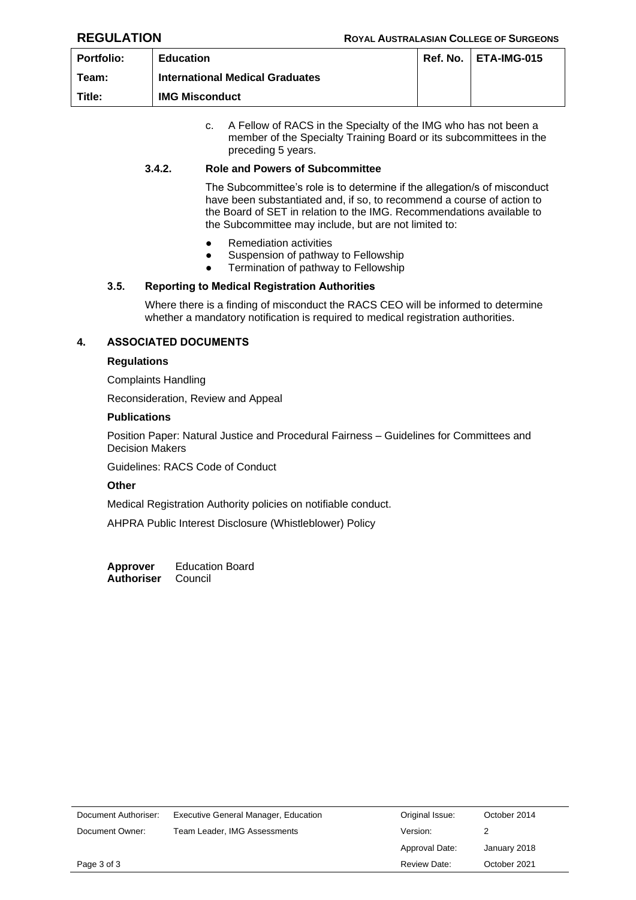c. A Fellow of RACS in the Specialty of the IMG who has not been a member of the Specialty Training Board or its subcommittees in the preceding 5 years.

#### 3.4.2. Role and Powers of Subcommittee

The Subcommittee's role is to determine if the allegation/s of misconduct have been substantiated and, if so, to recommend a course of action to the Board of SET in relation to the IMG. Recommendations available to the Subcommittee may include, but are not limited to:

- Remediation activities
- Suspension of pathway to Fellowship
- Termination of pathway to Fellowship

### 3.5. Reporting to Medical Registration Authorities

Where there is a finding of misconduct the RACS CEO will be informed to determine whether a mandatory notification is required to medical registration authorities.

## 4. ASSOCIATED DOCUMENTS

**Regulations**

Complaints Handling

Reconsideration, Review and Appeal

**Publications**

Position Paper: Natural Justice and Procedural Fairness – Guidelines for Committees and Decision Makers

Guidelines: RACS Code of Conduct

**Other**

Medical Registration Authority policies on notifiable conduct.

AHPRA Public Interest Disclosure (Whistleblower) Policy

**Approver** Education Board
**Authoriser** Council

| | | | |
|---|---|---|---|
| Document Authoriser: | Executive General Manager, Education | Original Issue: | October 2014 |
| Document Owner: | Team Leader, IMG Assessments | Version: | 2 |
| | | Approval Date: | January 2018 |
| | | Review Date: | October 2021 |